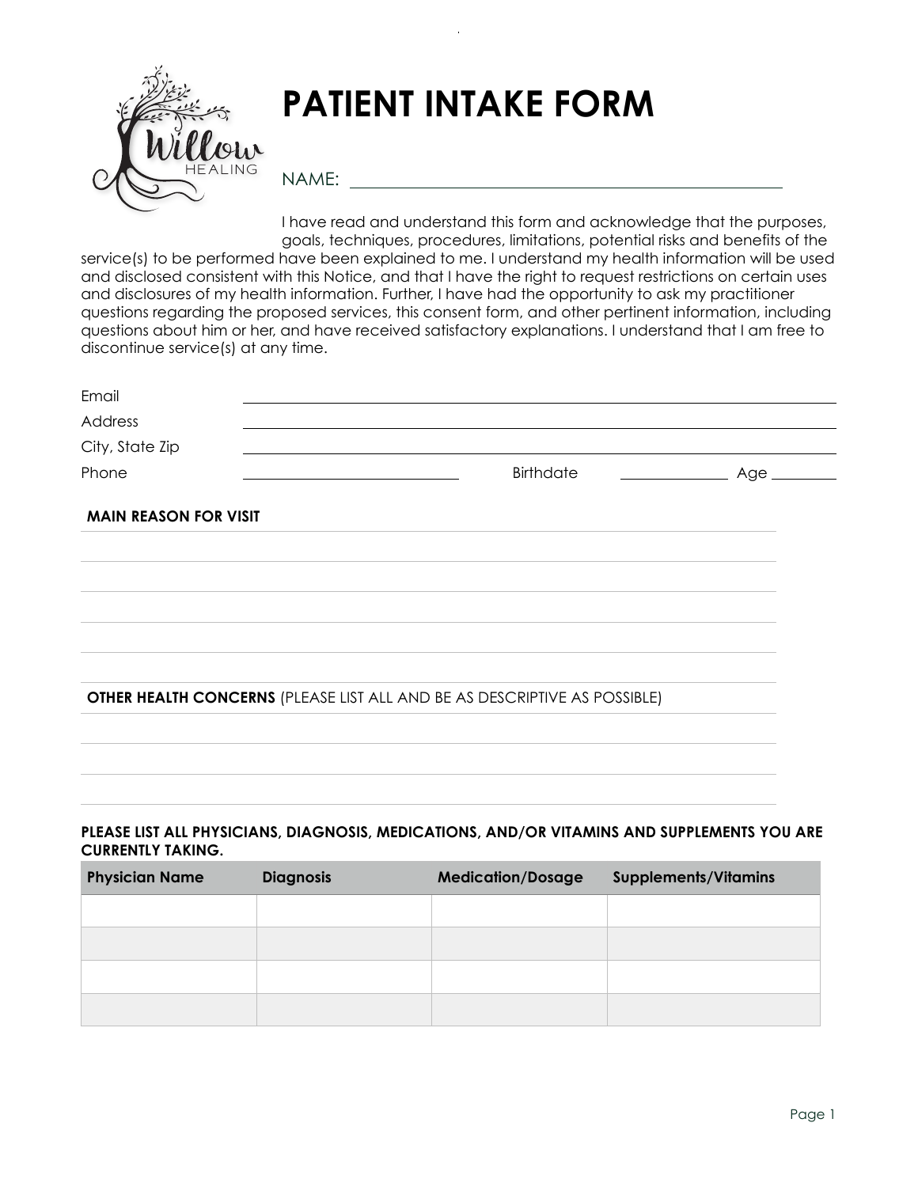# PATIENT INTAKE FORM

Willow HEALING

NAME: ____________________________________________

I have read and understand this form and acknowledge that the purposes, goals, techniques, procedures, limitations, potential risks and benefits of the service(s) to be performed have been explained to me. I understand my health information will be used and disclosed consistent with this Notice, and that I have the right to request restrictions on certain uses and disclosures of my health information. Further, I have had the opportunity to ask my practitioner questions regarding the proposed services, this consent form, and other pertinent information, including questions about him or her, and have received satisfactory explanations. I understand that I am free to discontinue service(s) at any time.

Email ____________________________________________

Address ____________________________________________

City, State Zip ____________________________________________

Phone ______________________ Birthdate ______________ Age ________

**MAIN REASON FOR VISIT**

____________________________________________

____________________________________________

____________________________________________

____________________________________________

____________________________________________

**OTHER HEALTH CONCERNS** (PLEASE LIST ALL AND BE AS DESCRIPTIVE AS POSSIBLE)

____________________________________________

____________________________________________

____________________________________________

**PLEASE LIST ALL PHYSICIANS, DIAGNOSIS, MEDICATIONS, AND/OR VITAMINS AND SUPPLEMENTS YOU ARE CURRENTLY TAKING.**

| Physician Name | Diagnosis | Medication/Dosage | Supplements/Vitamins |
|---|---|---|---|
| | | | |
| | | | |
| | | | |
| | | | |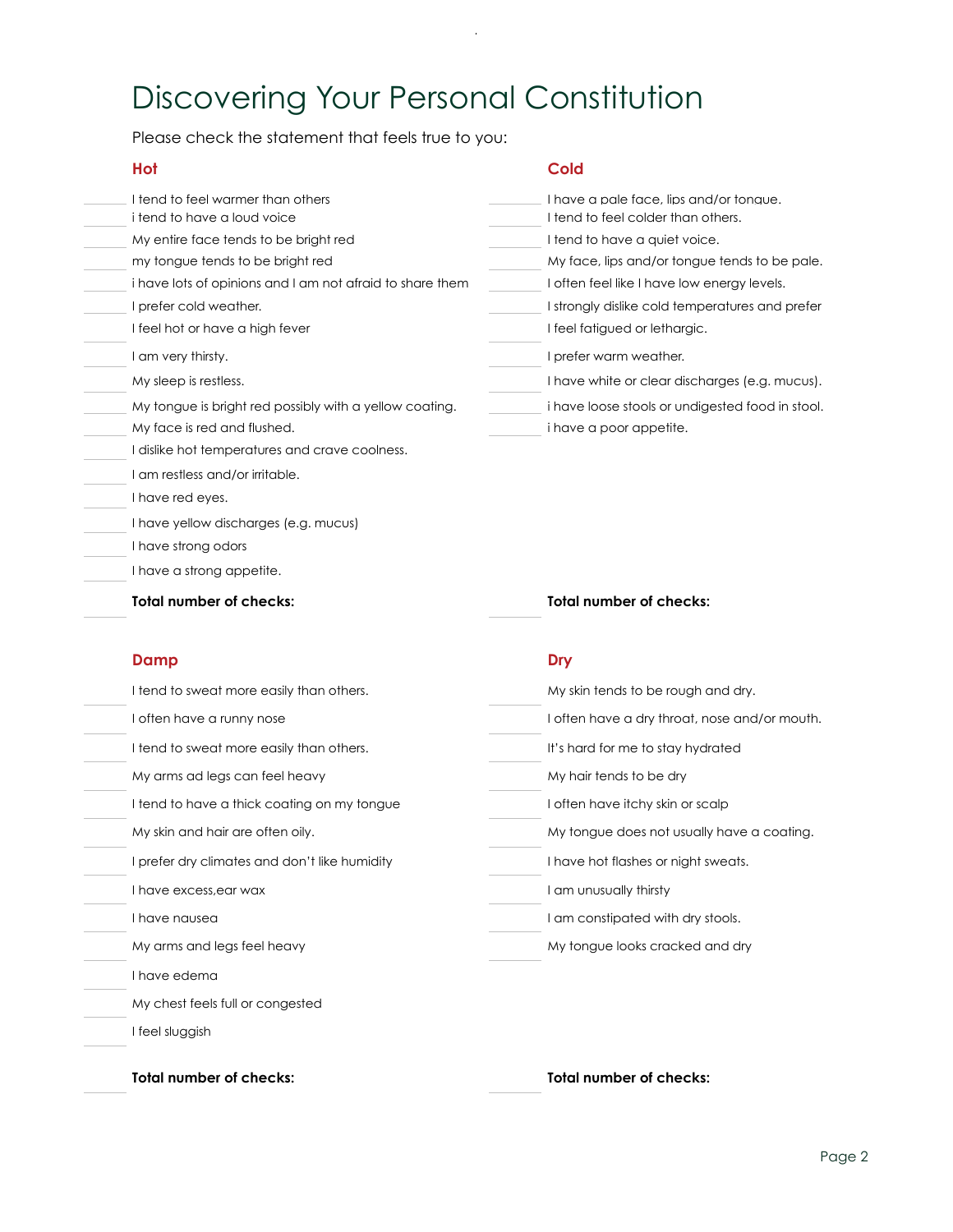# Discovering Your Personal Constitution

Please check the statement that feels true to you:

### Hot

- ______ I tend to feel warmer than others
- ______ i tend to have a loud voice
- ______ My entire face tends to be bright red
- ______ my tongue tends to be bright red
- ______ i have lots of opinions and I am not afraid to share them
- ______ I prefer cold weather.
- ______ I feel hot or have a high fever
- ______ I am very thirsty.
- ______ My sleep is restless.
- ______ My tongue is bright red possibly with a yellow coating.
- ______ My face is red and flushed.
- ______ I dislike hot temperatures and crave coolness.
- ______ I am restless and/or irritable.
- ______ I have red eyes.
- ______ I have yellow discharges (e.g. mucus)
- ______ I have strong odors
- ______ I have a strong appetite.

**Total number of checks:** ______

### Cold

- ______ I have a pale face, lips and/or tongue.
- ______ I tend to feel colder than others.
- ______ I tend to have a quiet voice.
- ______ My face, lips and/or tongue tends to be pale.
- ______ I often feel like I have low energy levels.
- ______ I strongly dislike cold temperatures and prefer
- ______ I feel fatigued or lethargic.
- ______ I prefer warm weather.
- ______ I have white or clear discharges (e.g. mucus).
- ______ i have loose stools or undigested food in stool.
- ______ i have a poor appetite.

**Total number of checks:** ______

### Damp

- ______ I tend to sweat more easily than others.
- ______ I often have a runny nose
- ______ I tend to sweat more easily than others.
- ______ My arms ad legs can feel heavy
- ______ I tend to have a thick coating on my tongue
- ______ My skin and hair are often oily.
- ______ I prefer dry climates and don't like humidity
- ______ I have excess,ear wax
- ______ I have nausea
- ______ My arms and legs feel heavy
- ______ I have edema
- ______ My chest feels full or congested
- ______ I feel sluggish

**Total number of checks:** ______

### Dry

- ______ My skin tends to be rough and dry.
- ______ I often have a dry throat, nose and/or mouth.
- ______ It's hard for me to stay hydrated
- ______ My hair tends to be dry
- ______ I often have itchy skin or scalp
- ______ My tongue does not usually have a coating.
- ______ I have hot flashes or night sweats.
- ______ I am unusually thirsty
- ______ I am constipated with dry stools.
- ______ My tongue looks cracked and dry

**Total number of checks:** ______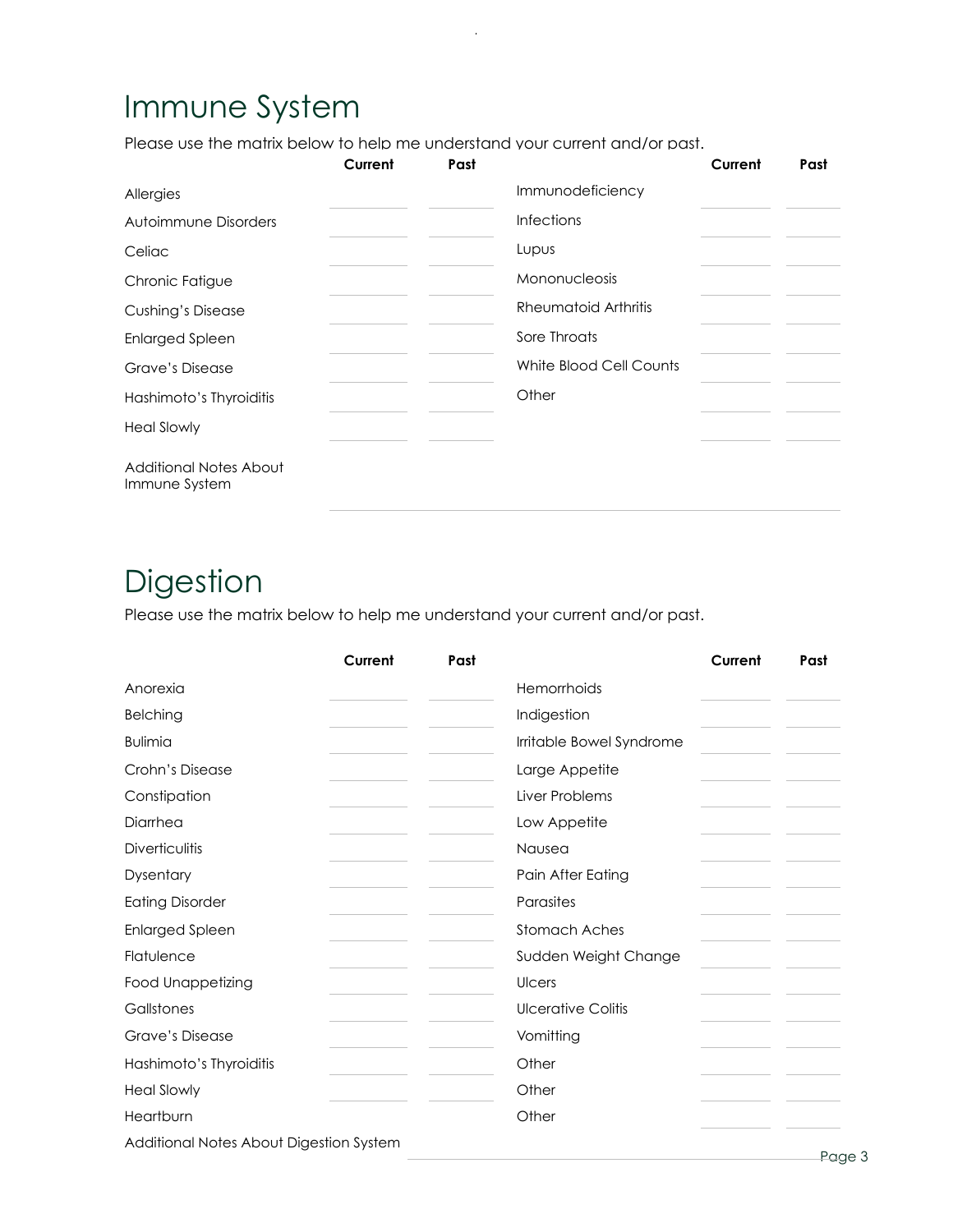# Immune System

Please use the matrix below to help me understand your current and/or past.

| | Current | Past | | Current | Past |
|---|---|---|---|---|---|
| Allergies | | | Immunodeficiency | | |
| Autoimmune Disorders | | | Infections | | |
| Celiac | | | Lupus | | |
| Chronic Fatigue | | | Mononucleosis | | |
| Cushing's Disease | | | Rheumatoid Arthritis | | |
| Enlarged Spleen | | | Sore Throats | | |
| Grave's Disease | | | White Blood Cell Counts | | |
| Hashimoto's Thyroiditis | | | Other | | |
| Heal Slowly | | | | | |

Additional Notes About Immune System

# Digestion

Please use the matrix below to help me understand your current and/or past.

| | Current | Past | | Current | Past |
|---|---|---|---|---|---|
| Anorexia | | | Hemorrhoids | | |
| Belching | | | Indigestion | | |
| Bulimia | | | Irritable Bowel Syndrome | | |
| Crohn's Disease | | | Large Appetite | | |
| Constipation | | | Liver Problems | | |
| Diarrhea | | | Low Appetite | | |
| Diverticulitis | | | Nausea | | |
| Dysentary | | | Pain After Eating | | |
| Eating Disorder | | | Parasites | | |
| Enlarged Spleen | | | Stomach Aches | | |
| Flatulence | | | Sudden Weight Change | | |
| Food Unappetizing | | | Ulcers | | |
| Gallstones | | | Ulcerative Colitis | | |
| Grave's Disease | | | Vomitting | | |
| Hashimoto's Thyroiditis | | | Other | | |
| Heal Slowly | | | Other | | |
| Heartburn | | | Other | | |

Additional Notes About Digestion System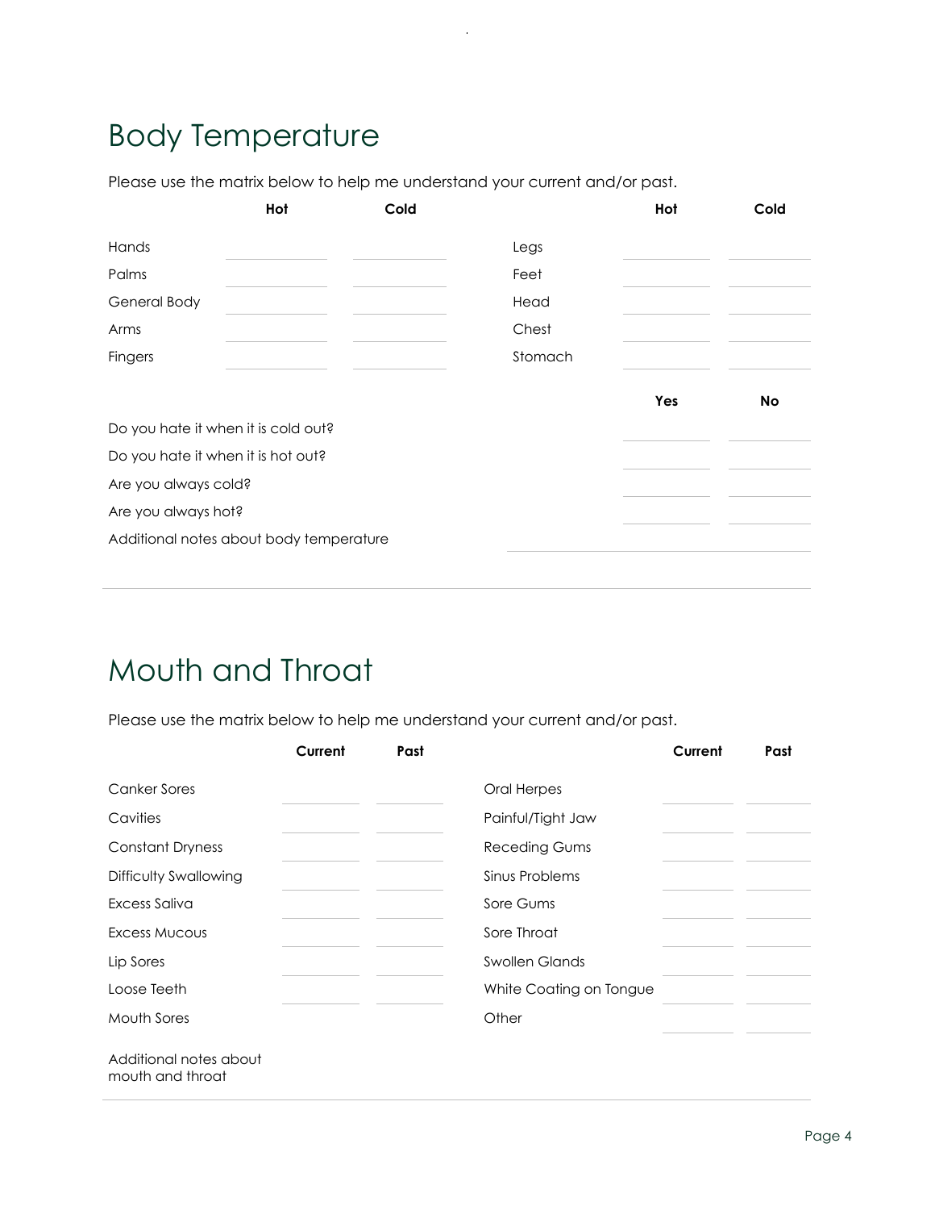## Body Temperature

Please use the matrix below to help me understand your current and/or past.

| | Hot | Cold | | Hot | Cold |
|---|---|---|---|---|---|
| Hands | | | Legs | | |
| Palms | | | Feet | | |
| General Body | | | Head | | |
| Arms | | | Chest | | |
| Fingers | | | Stomach | | |

| | Yes | No |
|---|---|---|
| Do you hate it when it is cold out? | | |
| Do you hate it when it is hot out? | | |
| Are you always cold? | | |
| Are you always hot? | | |

Additional notes about body temperature

## Mouth and Throat

Please use the matrix below to help me understand your current and/or past.

| | Current | Past | | Current | Past |
|---|---|---|---|---|---|
| Canker Sores | | | Oral Herpes | | |
| Cavities | | | Painful/Tight Jaw | | |
| Constant Dryness | | | Receding Gums | | |
| Difficulty Swallowing | | | Sinus Problems | | |
| Excess Saliva | | | Sore Gums | | |
| Excess Mucous | | | Sore Throat | | |
| Lip Sores | | | Swollen Glands | | |
| Loose Teeth | | | White Coating on Tongue | | |
| Mouth Sores | | | Other | | |

Additional notes about mouth and throat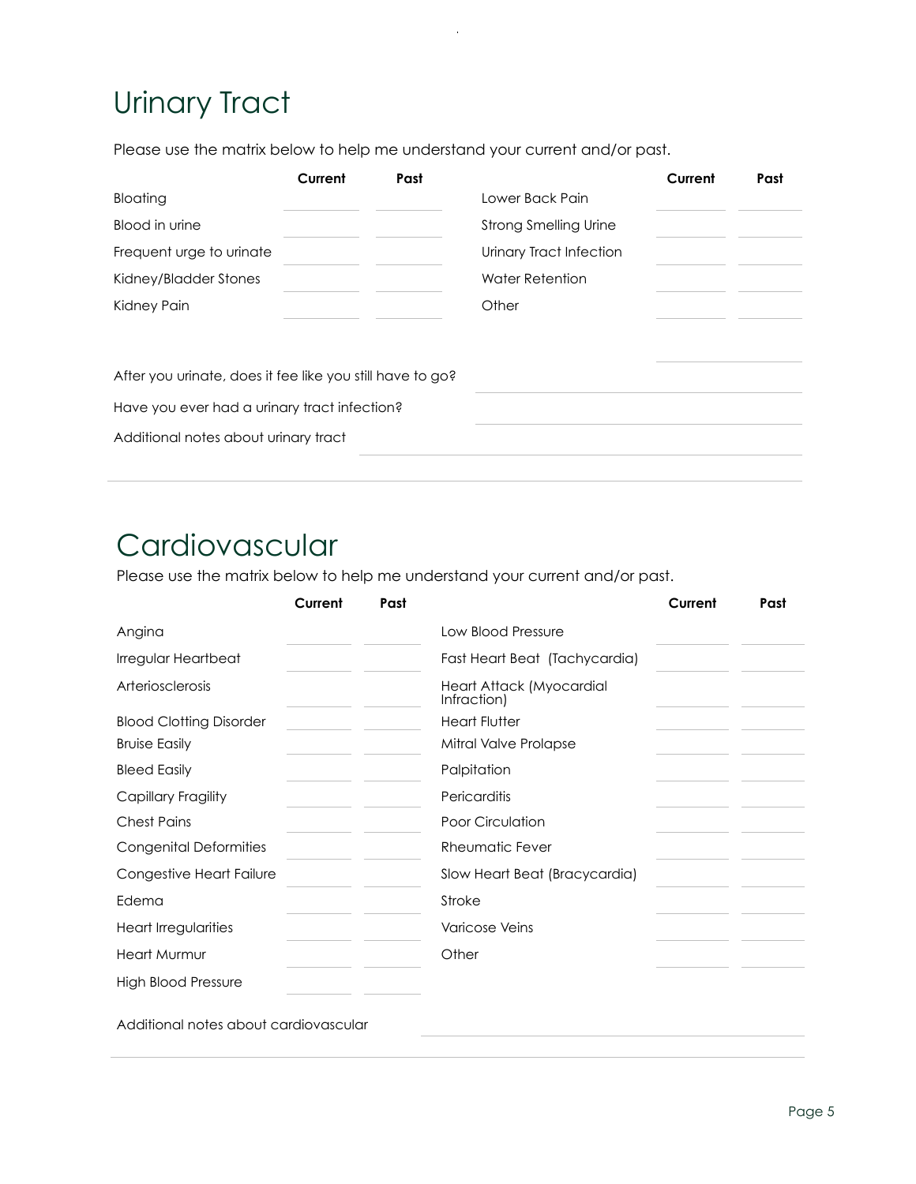# Urinary Tract

Please use the matrix below to help me understand your current and/or past.

| | Current | Past | | Current | Past |
|---|---|---|---|---|---|
| Bloating | | | Lower Back Pain | | |
| Blood in urine | | | Strong Smelling Urine | | |
| Frequent urge to urinate | | | Urinary Tract Infection | | |
| Kidney/Bladder Stones | | | Water Retention | | |
| Kidney Pain | | | Other | | |

After you urinate, does it fee like you still have to go? ____________________

Have you ever had a urinary tract infection? ____________________

Additional notes about urinary tract ____________________

# Cardiovascular

Please use the matrix below to help me understand your current and/or past.

| | Current | Past | | Current | Past |
|---|---|---|---|---|---|
| Angina | | | Low Blood Pressure | | |
| Irregular Heartbeat | | | Fast Heart Beat (Tachycardia) | | |
| Arteriosclerosis | | | Heart Attack (Myocardial Infraction) | | |
| Blood Clotting Disorder | | | Heart Flutter | | |
| Bruise Easily | | | Mitral Valve Prolapse | | |
| Bleed Easily | | | Palpitation | | |
| Capillary Fragility | | | Pericarditis | | |
| Chest Pains | | | Poor Circulation | | |
| Congenital Deformities | | | Rheumatic Fever | | |
| Congestive Heart Failure | | | Slow Heart Beat (Bracycardia) | | |
| Edema | | | Stroke | | |
| Heart Irregularities | | | Varicose Veins | | |
| Heart Murmur | | | Other | | |
| High Blood Pressure | | | | | |

Additional notes about cardiovascular ____________________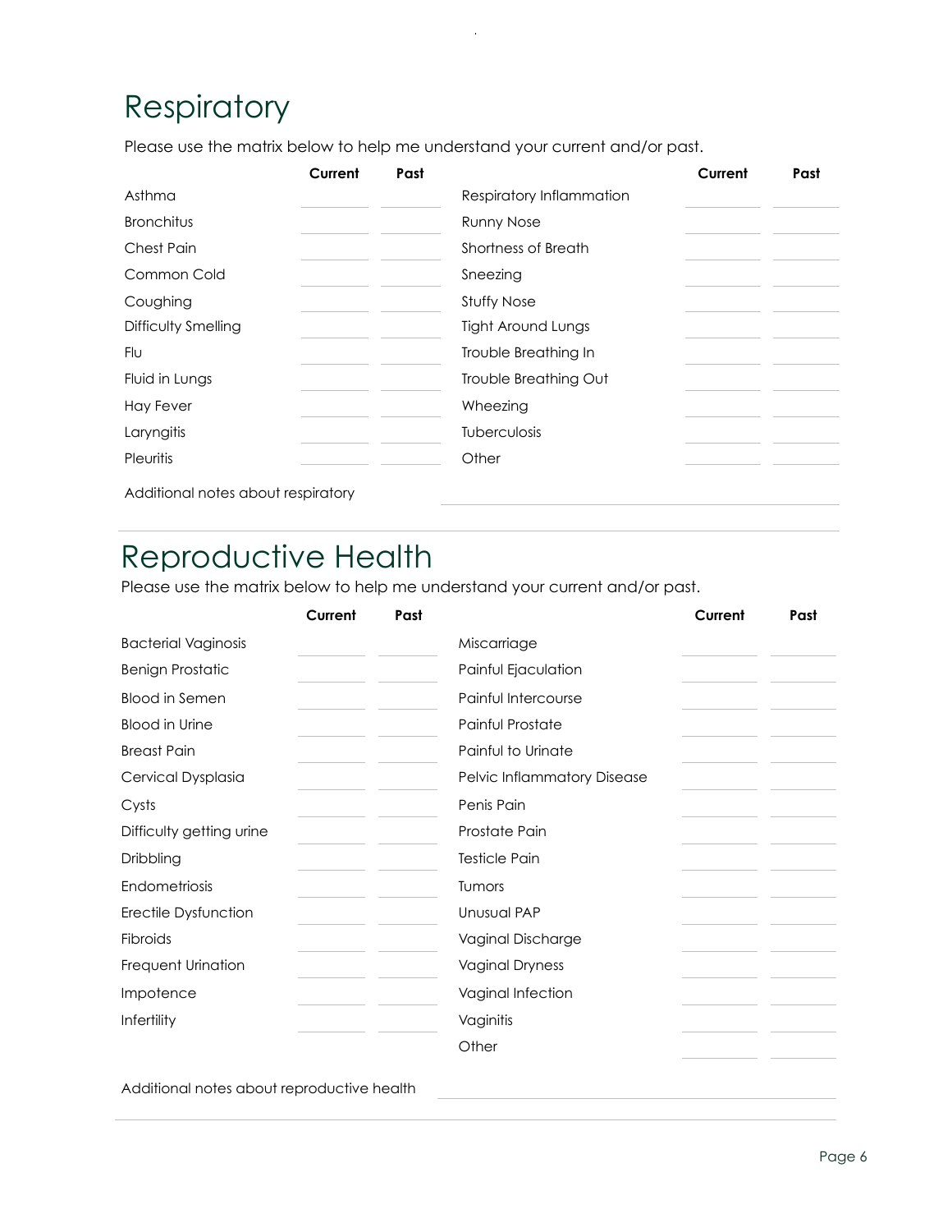# Respiratory

Please use the matrix below to help me understand your current and/or past.

| | Current | Past | | Current | Past |
|---|---|---|---|---|---|
| Asthma | | | Respiratory Inflammation | | |
| Bronchitus | | | Runny Nose | | |
| Chest Pain | | | Shortness of Breath | | |
| Common Cold | | | Sneezing | | |
| Coughing | | | Stuffy Nose | | |
| Difficulty Smelling | | | Tight Around Lungs | | |
| Flu | | | Trouble Breathing In | | |
| Fluid in Lungs | | | Trouble Breathing Out | | |
| Hay Fever | | | Wheezing | | |
| Laryngitis | | | Tuberculosis | | |
| Pleuritis | | | Other | | |

Additional notes about respiratory

# Reproductive Health

Please use the matrix below to help me understand your current and/or past.

| | Current | Past | | Current | Past |
|---|---|---|---|---|---|
| Bacterial Vaginosis | | | Miscarriage | | |
| Benign Prostatic | | | Painful Ejaculation | | |
| Blood in Semen | | | Painful Intercourse | | |
| Blood in Urine | | | Painful Prostate | | |
| Breast Pain | | | Painful to Urinate | | |
| Cervical Dysplasia | | | Pelvic Inflammatory Disease | | |
| Cysts | | | Penis Pain | | |
| Difficulty getting urine | | | Prostate Pain | | |
| Dribbling | | | Testicle Pain | | |
| Endometriosis | | | Tumors | | |
| Erectile Dysfunction | | | Unusual PAP | | |
| Fibroids | | | Vaginal Discharge | | |
| Frequent Urination | | | Vaginal Dryness | | |
| Impotence | | | Vaginal Infection | | |
| Infertility | | | Vaginitis | | |
| | | | Other | | |

Additional notes about reproductive health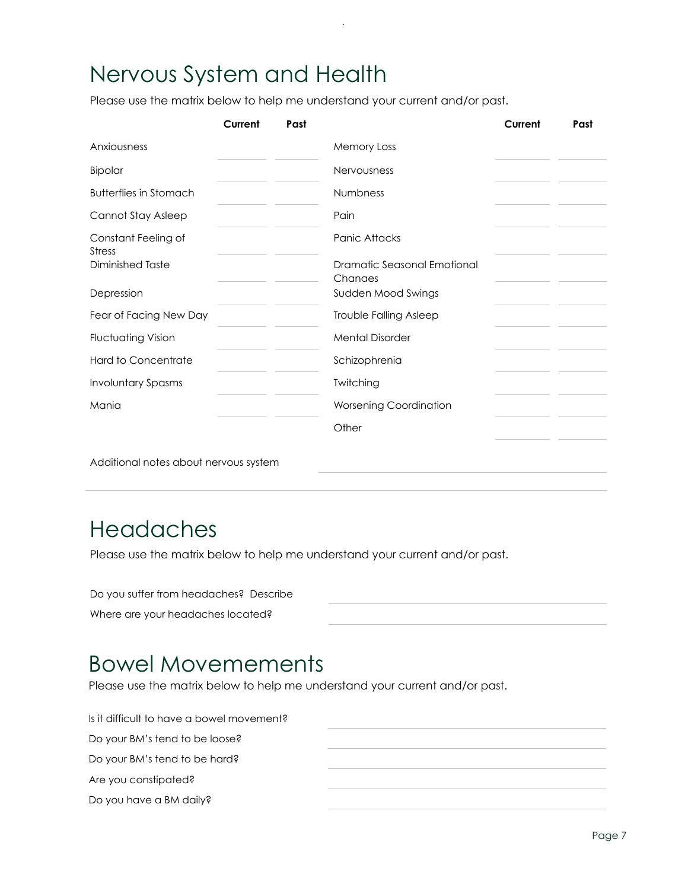## Nervous System and Health

Please use the matrix below to help me understand your current and/or past.

| | Current | Past | | Current | Past |
|---|---|---|---|---|---|
| Anxiousness | | | Memory Loss | | |
| Bipolar | | | Nervousness | | |
| Butterflies in Stomach | | | Numbness | | |
| Cannot Stay Asleep | | | Pain | | |
| Constant Feeling of Stress | | | Panic Attacks | | |
| Diminished Taste | | | Dramatic Seasonal Emotional Chanaes | | |
| Depression | | | Sudden Mood Swings | | |
| Fear of Facing New Day | | | Trouble Falling Asleep | | |
| Fluctuating Vision | | | Mental Disorder | | |
| Hard to Concentrate | | | Schizophrenia | | |
| Involuntary Spasms | | | Twitching | | |
| Mania | | | Worsening Coordination | | |
| | | | Other | | |

Additional notes about nervous system

## Headaches

Please use the matrix below to help me understand your current and/or past.

Do you suffer from headaches? Describe

Where are your headaches located?

## Bowel Movemements

Please use the matrix below to help me understand your current and/or past.

Is it difficult to have a bowel movement?

Do your BM's tend to be loose?

Do your BM's tend to be hard?

Are you constipated?

Do you have a BM daily?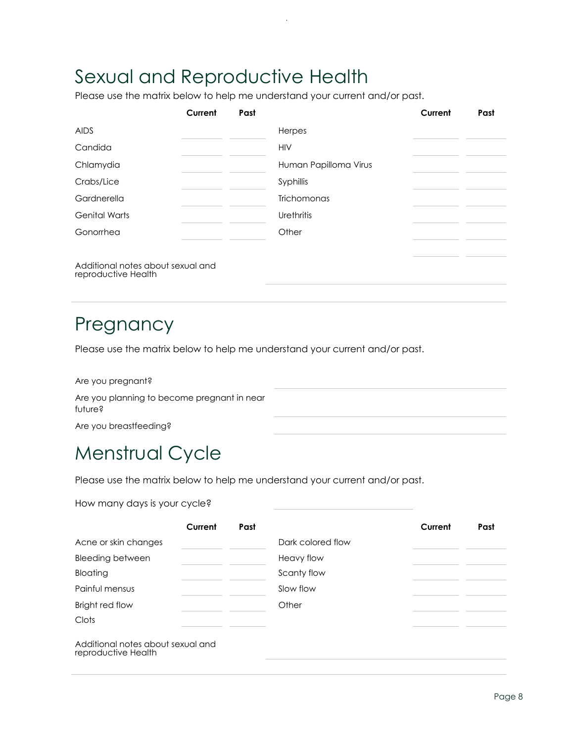## Sexual and Reproductive Health

Please use the matrix below to help me understand your current and/or past.

| | Current | Past | | Current | Past |
|---|---|---|---|---|---|
| AIDS | | | Herpes | | |
| Candida | | | HIV | | |
| Chlamydia | | | Human Papilloma Virus | | |
| Crabs/Lice | | | Syphillis | | |
| Gardnerella | | | Trichomonas | | |
| Genital Warts | | | Urethritis | | |
| Gonorrhea | | | Other | | |
| | | | | | |

Additional notes about sexual and reproductive Health

## Pregnancy

Please use the matrix below to help me understand your current and/or past.

Are you pregnant?

Are you planning to become pregnant in near future?

Are you breastfeeding?

## Menstrual Cycle

Please use the matrix below to help me understand your current and/or past.

How many days is your cycle?

| | Current | Past | | Current | Past |
|---|---|---|---|---|---|
| Acne or skin changes | | | Dark colored flow | | |
| Bleeding between | | | Heavy flow | | |
| Bloating | | | Scanty flow | | |
| Painful mensus | | | Slow flow | | |
| Bright red flow | | | Other | | |
| Clots | | | | | |

Additional notes about sexual and reproductive Health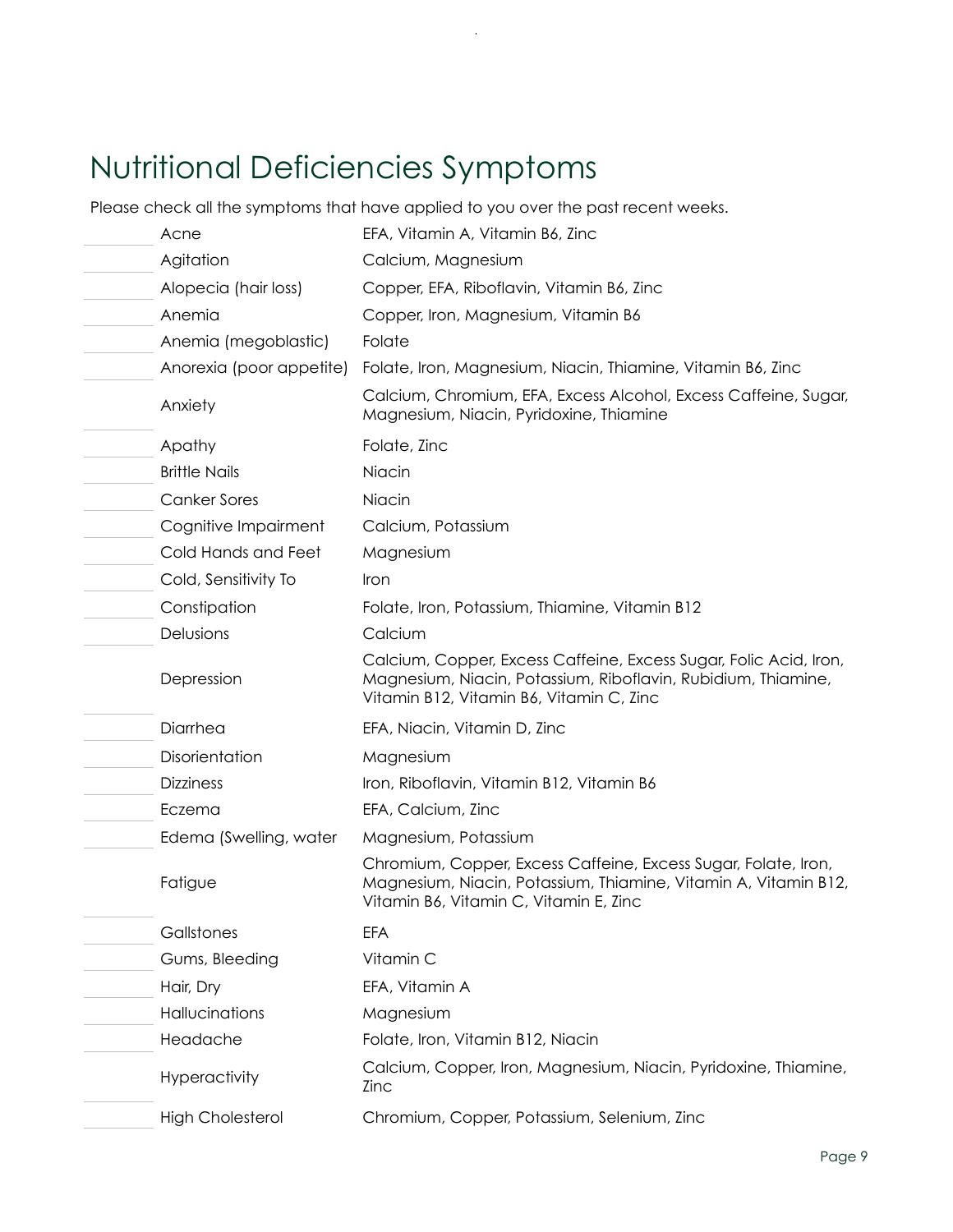# Nutritional Deficiencies Symptoms

Please check all the symptoms that have applied to you over the past recent weeks.

| | Symptom | Deficiency |
|---|---|---|
| | Acne | EFA, Vitamin A, Vitamin B6, Zinc |
| | Agitation | Calcium, Magnesium |
| | Alopecia (hair loss) | Copper, EFA, Riboflavin, Vitamin B6, Zinc |
| | Anemia | Copper, Iron, Magnesium, Vitamin B6 |
| | Anemia (megoblastic) | Folate |
| | Anorexia (poor appetite) | Folate, Iron, Magnesium, Niacin, Thiamine, Vitamin B6, Zinc |
| | Anxiety | Calcium, Chromium, EFA, Excess Alcohol, Excess Caffeine, Sugar, Magnesium, Niacin, Pyridoxine, Thiamine |
| | Apathy | Folate, Zinc |
| | Brittle Nails | Niacin |
| | Canker Sores | Niacin |
| | Cognitive Impairment | Calcium, Potassium |
| | Cold Hands and Feet | Magnesium |
| | Cold, Sensitivity To | Iron |
| | Constipation | Folate, Iron, Potassium, Thiamine, Vitamin B12 |
| | Delusions | Calcium |
| | Depression | Calcium, Copper, Excess Caffeine, Excess Sugar, Folic Acid, Iron, Magnesium, Niacin, Potassium, Riboflavin, Rubidium, Thiamine, Vitamin B12, Vitamin B6, Vitamin C, Zinc |
| | Diarrhea | EFA, Niacin, Vitamin D, Zinc |
| | Disorientation | Magnesium |
| | Dizziness | Iron, Riboflavin, Vitamin B12, Vitamin B6 |
| | Eczema | EFA, Calcium, Zinc |
| | Edema (Swelling, water | Magnesium, Potassium |
| | Fatigue | Chromium, Copper, Excess Caffeine, Excess Sugar, Folate, Iron, Magnesium, Niacin, Potassium, Thiamine, Vitamin A, Vitamin B12, Vitamin B6, Vitamin C, Vitamin E, Zinc |
| | Gallstones | EFA |
| | Gums, Bleeding | Vitamin C |
| | Hair, Dry | EFA, Vitamin A |
| | Hallucinations | Magnesium |
| | Headache | Folate, Iron, Vitamin B12, Niacin |
| | Hyperactivity | Calcium, Copper, Iron, Magnesium, Niacin, Pyridoxine, Thiamine, Zinc |
| | High Cholesterol | Chromium, Copper, Potassium, Selenium, Zinc |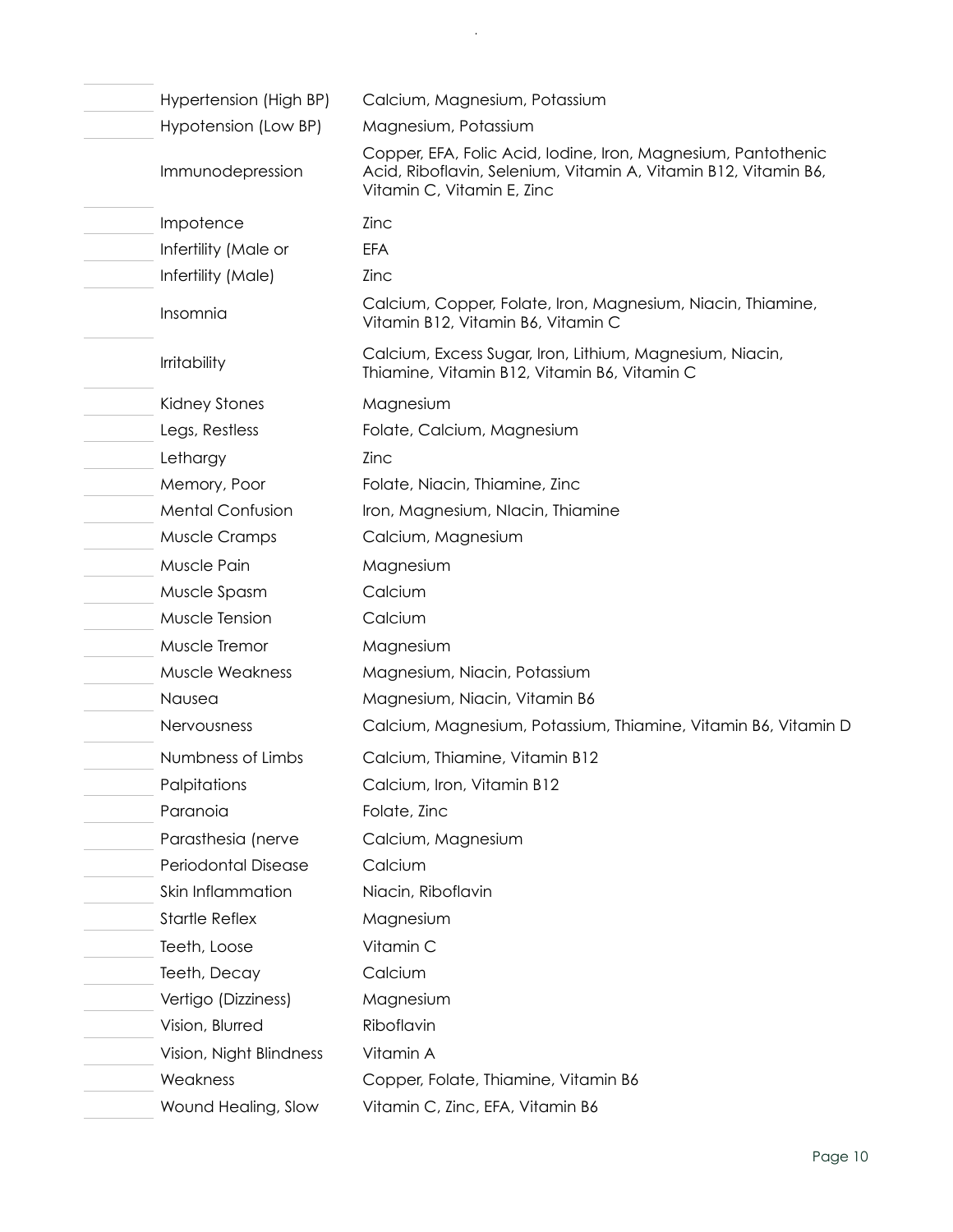| | | |
|---|---|---|
| | Hypertension (High BP) | Calcium, Magnesium, Potassium |
| | Hypotension (Low BP) | Magnesium, Potassium |
| | Immunodepression | Copper, EFA, Folic Acid, Iodine, Iron, Magnesium, Pantothenic Acid, Riboflavin, Selenium, Vitamin A, Vitamin B12, Vitamin B6, Vitamin C, Vitamin E, Zinc |
| | Impotence | Zinc |
| | Infertility (Male or | EFA |
| | Infertility (Male) | Zinc |
| | Insomnia | Calcium, Copper, Folate, Iron, Magnesium, Niacin, Thiamine, Vitamin B12, Vitamin B6, Vitamin C |
| | Irritability | Calcium, Excess Sugar, Iron, Lithium, Magnesium, Niacin, Thiamine, Vitamin B12, Vitamin B6, Vitamin C |
| | Kidney Stones | Magnesium |
| | Legs, Restless | Folate, Calcium, Magnesium |
| | Lethargy | Zinc |
| | Memory, Poor | Folate, Niacin, Thiamine, Zinc |
| | Mental Confusion | Iron, Magnesium, NIacin, Thiamine |
| | Muscle Cramps | Calcium, Magnesium |
| | Muscle Pain | Magnesium |
| | Muscle Spasm | Calcium |
| | Muscle Tension | Calcium |
| | Muscle Tremor | Magnesium |
| | Muscle Weakness | Magnesium, Niacin, Potassium |
| | Nausea | Magnesium, Niacin, Vitamin B6 |
| | Nervousness | Calcium, Magnesium, Potassium, Thiamine, Vitamin B6, Vitamin D |
| | Numbness of Limbs | Calcium, Thiamine, Vitamin B12 |
| | Palpitations | Calcium, Iron, Vitamin B12 |
| | Paranoia | Folate, Zinc |
| | Parasthesia (nerve | Calcium, Magnesium |
| | Periodontal Disease | Calcium |
| | Skin Inflammation | Niacin, Riboflavin |
| | Startle Reflex | Magnesium |
| | Teeth, Loose | Vitamin C |
| | Teeth, Decay | Calcium |
| | Vertigo (Dizziness) | Magnesium |
| | Vision, Blurred | Riboflavin |
| | Vision, Night Blindness | Vitamin A |
| | Weakness | Copper, Folate, Thiamine, Vitamin B6 |
| | Wound Healing, Slow | Vitamin C, Zinc, EFA, Vitamin B6 |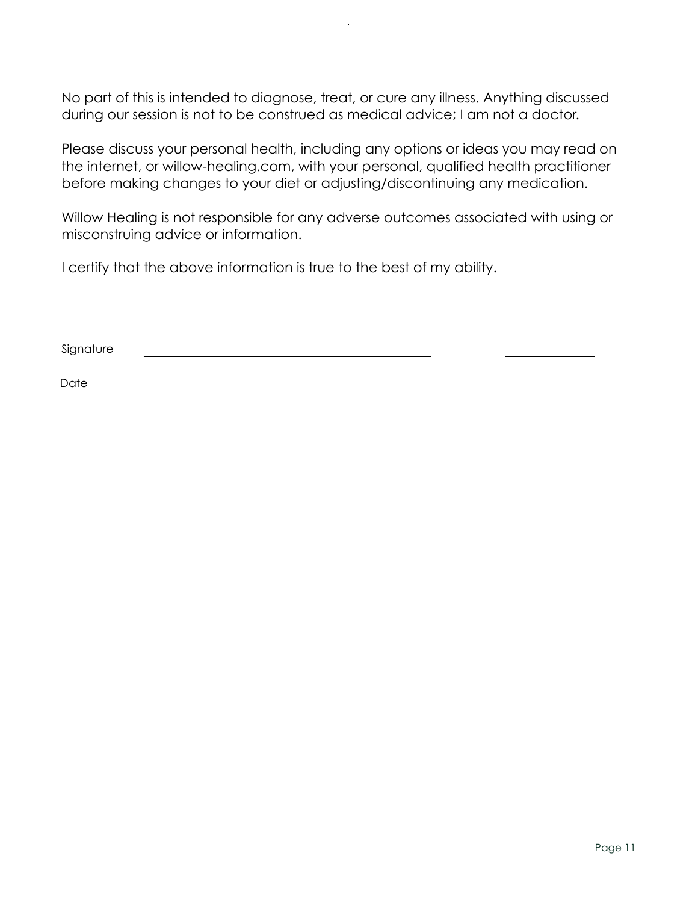No part of this is intended to diagnose, treat, or cure any illness. Anything discussed during our session is not to be construed as medical advice; I am not a doctor.

Please discuss your personal health, including any options or ideas you may read on the internet, or willow-healing.com, with your personal, qualified health practitioner before making changes to your diet or adjusting/discontinuing any medication.

Willow Healing is not responsible for any adverse outcomes associated with using or misconstruing advice or information.

I certify that the above information is true to the best of my ability.

Signature ______________________________ ____________

Date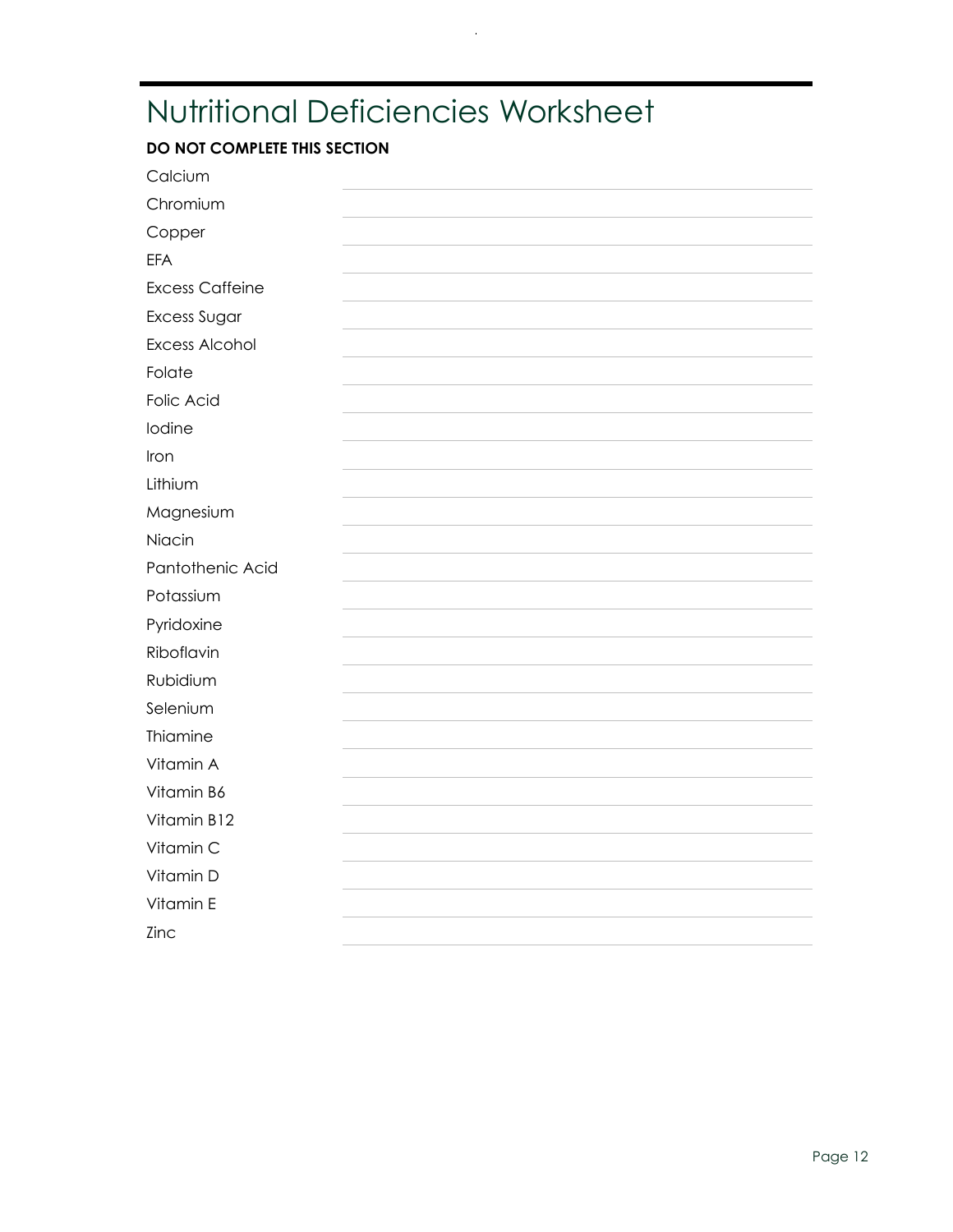# Nutritional Deficiencies Worksheet

**DO NOT COMPLETE THIS SECTION**

| | |
|---|---|
| Calcium | |
| Chromium | |
| Copper | |
| EFA | |
| Excess Caffeine | |
| Excess Sugar | |
| Excess Alcohol | |
| Folate | |
| Folic Acid | |
| Iodine | |
| Iron | |
| Lithium | |
| Magnesium | |
| Niacin | |
| Pantothenic Acid | |
| Potassium | |
| Pyridoxine | |
| Riboflavin | |
| Rubidium | |
| Selenium | |
| Thiamine | |
| Vitamin A | |
| Vitamin B6 | |
| Vitamin B12 | |
| Vitamin C | |
| Vitamin D | |
| Vitamin E | |
| Zinc | |